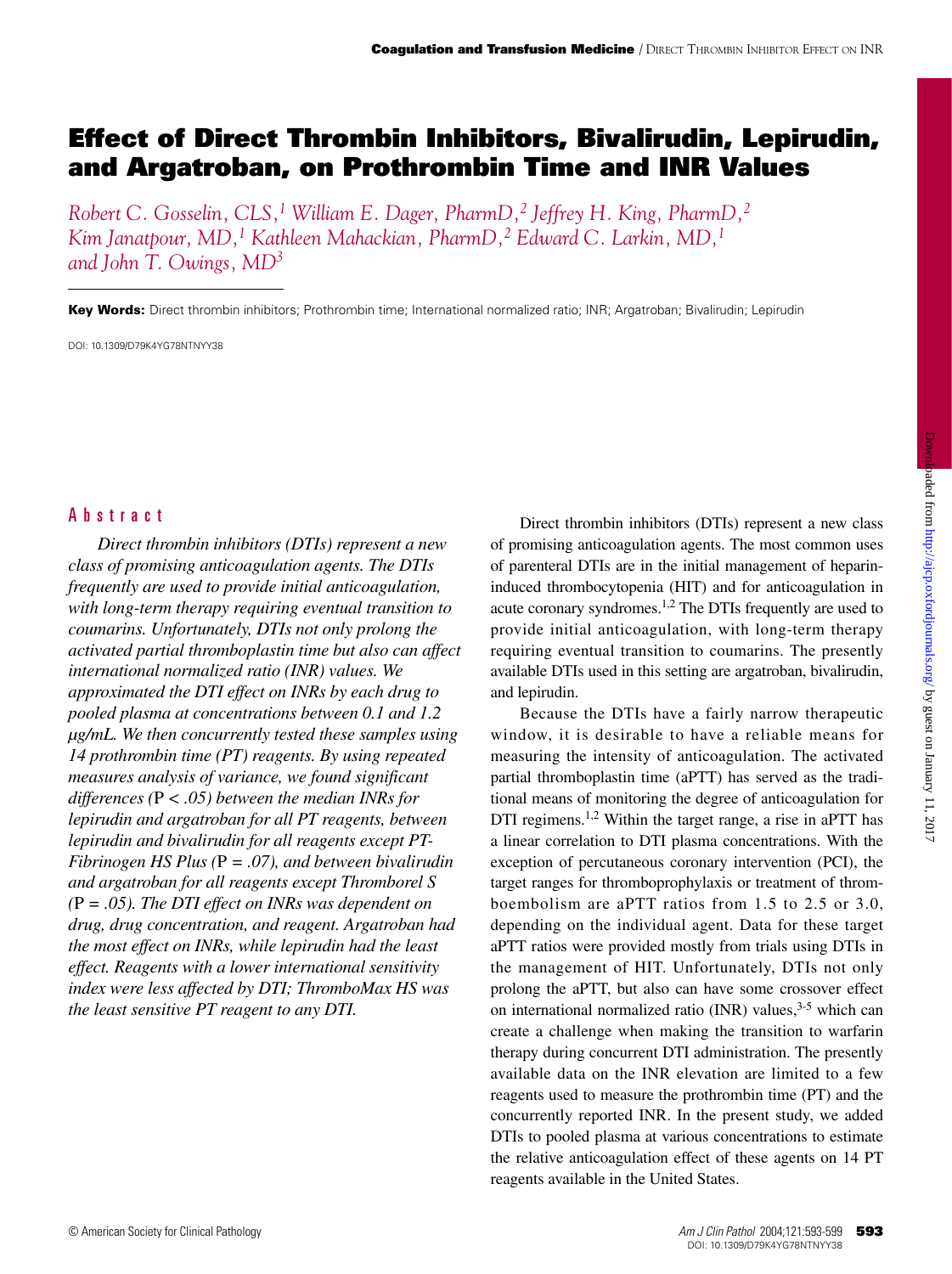# Effect of Direct Thrombin Inhibitors, Bivalirudin, Lepirudin, and Argatroban, on Prothrombin Time and INR Values

*Robert C. Gosselin, CLS,[1] William E. Dager, PharmD,[2] Jeffrey H. King, PharmD,[2] Kim Janatpour, MD,[1] Kathleen Mahackian, PharmD,[2] Edward C. Larkin, MD,[1] and John T. Owings, MD[3]*

**Key Words:** Direct thrombin inhibitors; Prothrombin time; International normalized ratio; INR; Argatroban; Bivalirudin; Lepirudin

DOI: 10.1309/D79K4YG78NTNYY38

## Abstract

*Direct thrombin inhibitors (DTIs) represent a new class of promising anticoagulation agents. The DTIs frequently are used to provide initial anticoagulation, with long-term therapy requiring eventual transition to coumarins. Unfortunately, DTIs not only prolong the activated partial thromboplastin time but also can affect international normalized ratio (INR) values. We approximated the DTI effect on INRs by each drug to pooled plasma at concentrations between 0.1 and 1.2 µg/mL. We then concurrently tested these samples using 14 prothrombin time (PT) reagents. By using repeated measures analysis of variance, we found significant differences (*$P < .05$*) between the median INRs for lepirudin and argatroban for all PT reagents, between lepirudin and bivalirudin for all reagents except PT-Fibrinogen HS Plus (*$P = .07$*), and between bivalirudin and argatroban for all reagents except Thromborel S (*$P = .05$*). The DTI effect on INRs was dependent on drug, drug concentration, and reagent. Argatroban had the most effect on INRs, while lepirudin had the least effect. Reagents with a lower international sensitivity index were less affected by DTI; ThromboMax HS was the least sensitive PT reagent to any DTI.*

Direct thrombin inhibitors (DTIs) represent a new class of promising anticoagulation agents. The most common uses of parenteral DTIs are in the initial management of heparin-induced thrombocytopenia (HIT) and for anticoagulation in acute coronary syndromes.[1,2] The DTIs frequently are used to provide initial anticoagulation, with long-term therapy requiring eventual transition to coumarins. The presently available DTIs used in this setting are argatroban, bivalirudin, and lepirudin.

Because the DTIs have a fairly narrow therapeutic window, it is desirable to have a reliable means for measuring the intensity of anticoagulation. The activated partial thromboplastin time (aPTT) has served as the traditional means of monitoring the degree of anticoagulation for DTI regimens.[1,2] Within the target range, a rise in aPTT has a linear correlation to DTI plasma concentrations. With the exception of percutaneous coronary intervention (PCI), the target ranges for thromboprophylaxis or treatment of thromboembolism are aPTT ratios from 1.5 to 2.5 or 3.0, depending on the individual agent. Data for these target aPTT ratios were provided mostly from trials using DTIs in the management of HIT. Unfortunately, DTIs not only prolong the aPTT, but also can have some crossover effect on international normalized ratio (INR) values,[3-5] which can create a challenge when making the transition to warfarin therapy during concurrent DTI administration. The presently available data on the INR elevation are limited to a few reagents used to measure the prothrombin time (PT) and the concurrently reported INR. In the present study, we added DTIs to pooled plasma at various concentrations to estimate the relative anticoagulation effect of these agents on 14 PT reagents available in the United States.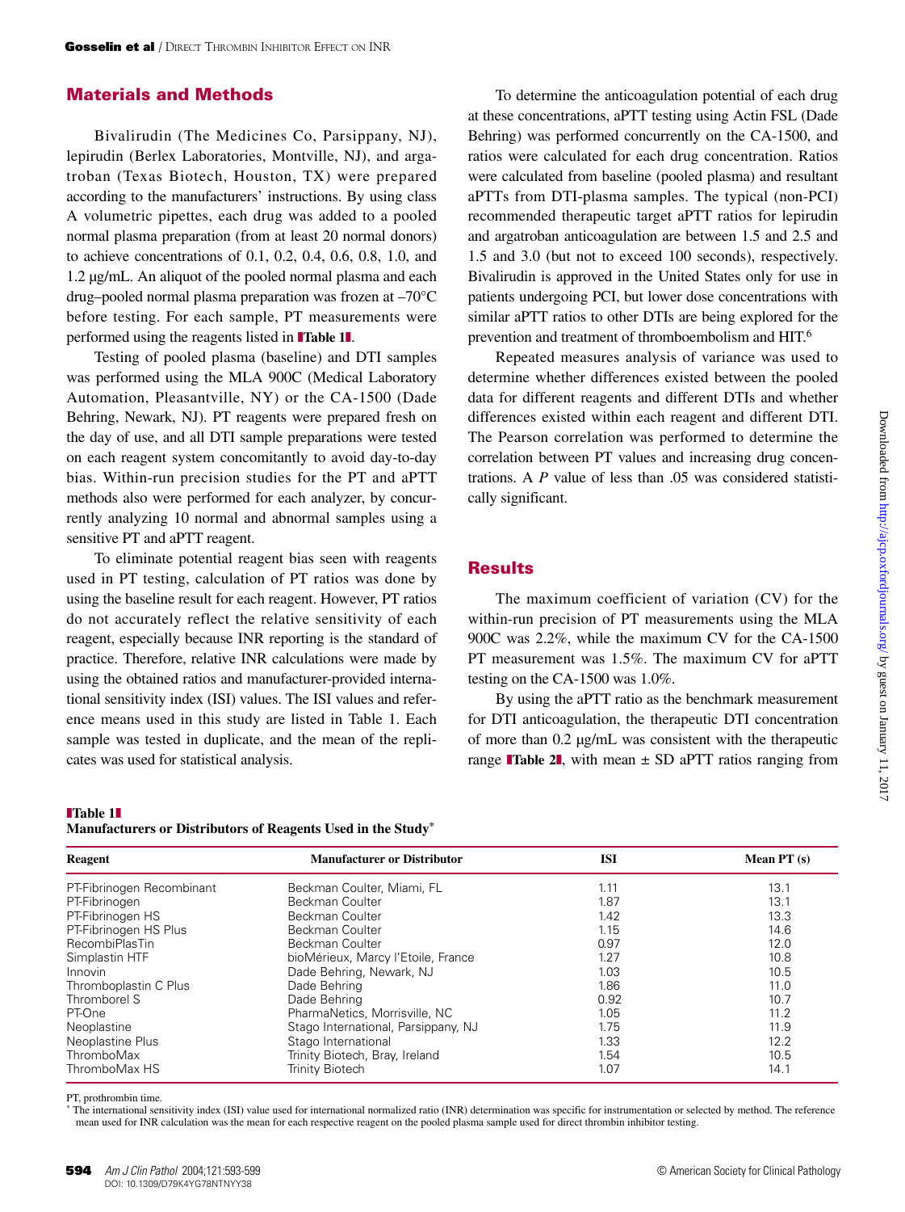## Materials and Methods

Bivalirudin (The Medicines Co, Parsippany, NJ), lepirudin (Berlex Laboratories, Montville, NJ), and argatroban (Texas Biotech, Houston, TX) were prepared according to the manufacturers' instructions. By using class A volumetric pipettes, each drug was added to a pooled normal plasma preparation (from at least 20 normal donors) to achieve concentrations of 0.1, 0.2, 0.4, 0.6, 0.8, 1.0, and 1.2 μg/mL. An aliquot of the pooled normal plasma and each drug–pooled normal plasma preparation was frozen at –70°C before testing. For each sample, PT measurements were performed using the reagents listed in **Table 1**.

Testing of pooled plasma (baseline) and DTI samples was performed using the MLA 900C (Medical Laboratory Automation, Pleasantville, NY) or the CA-1500 (Dade Behring, Newark, NJ). PT reagents were prepared fresh on the day of use, and all DTI sample preparations were tested on each reagent system concomitantly to avoid day-to-day bias. Within-run precision studies for the PT and aPTT methods also were performed for each analyzer, by concurrently analyzing 10 normal and abnormal samples using a sensitive PT and aPTT reagent.

To eliminate potential reagent bias seen with reagents used in PT testing, calculation of PT ratios was done by using the baseline result for each reagent. However, PT ratios do not accurately reflect the relative sensitivity of each reagent, especially because INR reporting is the standard of practice. Therefore, relative INR calculations were made by using the obtained ratios and manufacturer-provided international sensitivity index (ISI) values. The ISI values and reference means used in this study are listed in Table 1. Each sample was tested in duplicate, and the mean of the replicates was used for statistical analysis.

To determine the anticoagulation potential of each drug at these concentrations, aPTT testing using Actin FSL (Dade Behring) was performed concurrently on the CA-1500, and ratios were calculated for each drug concentration. Ratios were calculated from baseline (pooled plasma) and resultant aPTTs from DTI-plasma samples. The typical (non-PCI) recommended therapeutic target aPTT ratios for lepirudin and argatroban anticoagulation are between 1.5 and 2.5 and 1.5 and 3.0 (but not to exceed 100 seconds), respectively. Bivalirudin is approved in the United States only for use in patients undergoing PCI, but lower dose concentrations with similar aPTT ratios to other DTIs are being explored for the prevention and treatment of thromboembolism and HIT.[6]

Repeated measures analysis of variance was used to determine whether differences existed between the pooled data for different reagents and different DTIs and whether differences existed within each reagent and different DTI. The Pearson correlation was performed to determine the correlation between PT values and increasing drug concentrations. A $P$ value of less than .05 was considered statistically significant.

## Results

The maximum coefficient of variation (CV) for the within-run precision of PT measurements using the MLA 900C was 2.2%, while the maximum CV for the CA-1500 PT measurement was 1.5%. The maximum CV for aPTT testing on the CA-1500 was 1.0%.

By using the aPTT ratio as the benchmark measurement for DTI anticoagulation, the therapeutic DTI concentration of more than 0.2 μg/mL was consistent with the therapeutic range **Table 2**, with mean ± SD aPTT ratios ranging from

**Table 1**
**Manufacturers or Distributors of Reagents Used in the Study***

| Reagent | Manufacturer or Distributor | ISI | Mean PT (s) |
|---|---|---|---|
| PT-Fibrinogen Recombinant | Beckman Coulter, Miami, FL | 1.11 | 13.1 |
| PT-Fibrinogen | Beckman Coulter | 1.87 | 13.1 |
| PT-Fibrinogen HS | Beckman Coulter | 1.42 | 13.3 |
| PT-Fibrinogen HS Plus | Beckman Coulter | 1.15 | 14.6 |
| RecombiPlasTin | Beckman Coulter | 0.97 | 12.0 |
| Simplastin HTF | bioMérieux, Marcy l'Etoile, France | 1.27 | 10.8 |
| Innovin | Dade Behring, Newark, NJ | 1.03 | 10.5 |
| Thromboplastin C Plus | Dade Behring | 1.86 | 11.0 |
| Thromborel S | Dade Behring | 0.92 | 10.7 |
| PT-One | PharmaNetics, Morrisville, NC | 1.05 | 11.2 |
| Neoplastine | Stago International, Parsippany, NJ | 1.75 | 11.9 |
| Neoplastine Plus | Stago International | 1.33 | 12.2 |
| ThromboMax | Trinity Biotech, Bray, Ireland | 1.54 | 10.5 |
| ThromboMax HS | Trinity Biotech | 1.07 | 14.1 |

PT, prothrombin time.
* The international sensitivity index (ISI) value used for international normalized ratio (INR) determination was specific for instrumentation or selected by method. The reference mean used for INR calculation was the mean for each respective reagent on the pooled plasma sample used for direct thrombin inhibitor testing.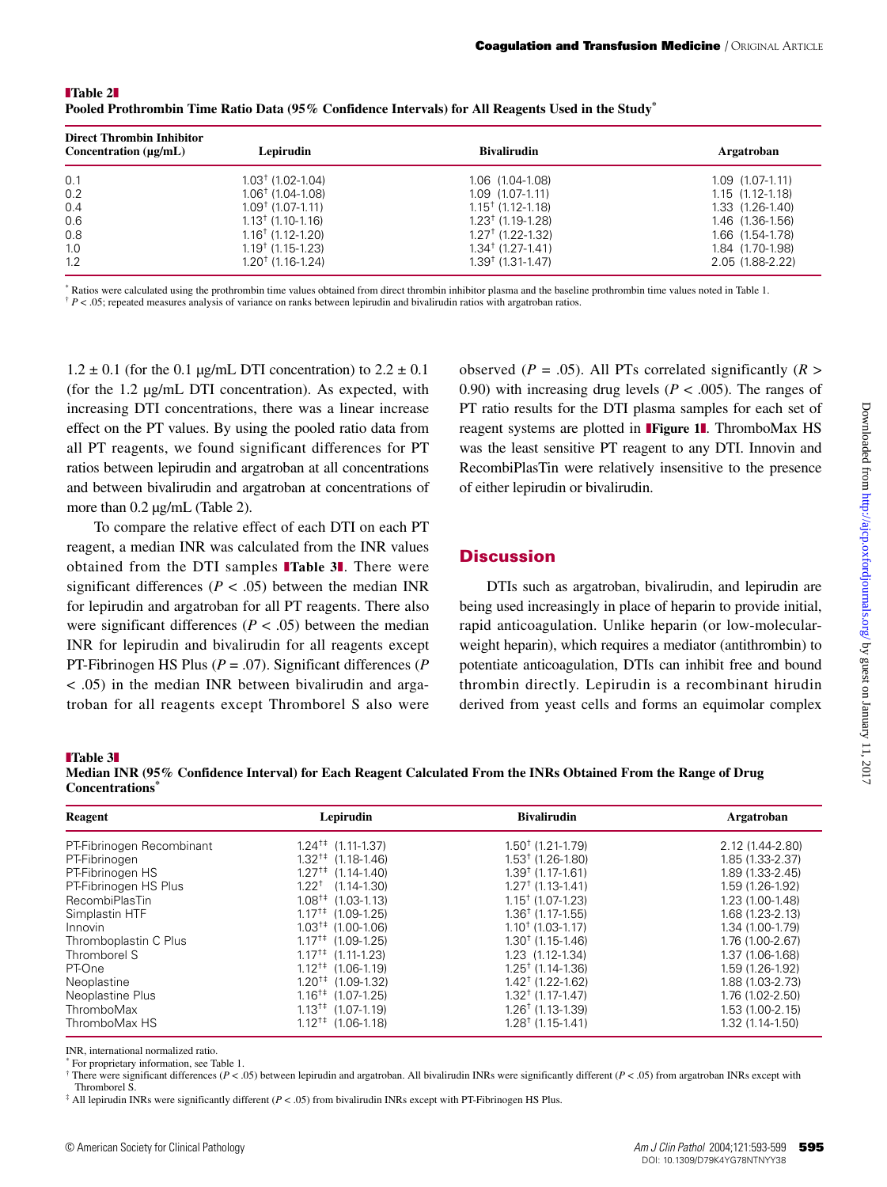**Table 2**
**Pooled Prothrombin Time Ratio Data (95% Confidence Intervals) for All Reagents Used in the Study***

| Direct Thrombin Inhibitor Concentration (µg/mL) | Lepirudin | Bivalirudin | Argatroban |
|---|---|---|---|
| 0.1 | 1.03† (1.02-1.04) | 1.06 (1.04-1.08) | 1.09 (1.07-1.11) |
| 0.2 | 1.06† (1.04-1.08) | 1.09 (1.07-1.11) | 1.15 (1.12-1.18) |
| 0.4 | 1.09† (1.07-1.11) | 1.15† (1.12-1.18) | 1.33 (1.26-1.40) |
| 0.6 | 1.13† (1.10-1.16) | 1.23† (1.19-1.28) | 1.46 (1.36-1.56) |
| 0.8 | 1.16† (1.12-1.20) | 1.27† (1.22-1.32) | 1.66 (1.54-1.78) |
| 1.0 | 1.19† (1.15-1.23) | 1.34† (1.27-1.41) | 1.84 (1.70-1.98) |
| 1.2 | 1.20† (1.16-1.24) | 1.39† (1.31-1.47) | 2.05 (1.88-2.22) |

* Ratios were calculated using the prothrombin time values obtained from direct thrombin inhibitor plasma and the baseline prothrombin time values noted in Table 1.
† $P < .05$; repeated measures analysis of variance on ranks between lepirudin and bivalirudin ratios with argatroban ratios.

1.2 ± 0.1 (for the 0.1 µg/mL DTI concentration) to 2.2 ± 0.1 (for the 1.2 µg/mL DTI concentration). As expected, with increasing DTI concentrations, there was a linear increase effect on the PT values. By using the pooled ratio data from all PT reagents, we found significant differences for PT ratios between lepirudin and argatroban at all concentrations and between bivalirudin and argatroban at concentrations of more than 0.2 µg/mL (Table 2).

To compare the relative effect of each DTI on each PT reagent, a median INR was calculated from the INR values obtained from the DTI samples **Table 3**. There were significant differences ($P < .05$) between the median INR for lepirudin and argatroban for all PT reagents. There also were significant differences ($P < .05$) between the median INR for lepirudin and bivalirudin for all reagents except PT-Fibrinogen HS Plus ($P = .07$). Significant differences ($P < .05$) in the median INR between bivalirudin and argatroban for all reagents except Thromborel S also were observed ($P = .05$). All PTs correlated significantly ($R > 0.90$) with increasing drug levels ($P < .005$). The ranges of PT ratio results for the DTI plasma samples for each set of reagent systems are plotted in **Figure 1**. ThromboMax HS was the least sensitive PT reagent to any DTI. Innovin and RecombiPlasTin were relatively insensitive to the presence of either lepirudin or bivalirudin.

## Discussion

DTIs such as argatroban, bivalirudin, and lepirudin are being used increasingly in place of heparin to provide initial, rapid anticoagulation. Unlike heparin (or low-molecular-weight heparin), which requires a mediator (antithrombin) to potentiate anticoagulation, DTIs can inhibit free and bound thrombin directly. Lepirudin is a recombinant hirudin derived from yeast cells and forms an equimolar complex

**Table 3**
**Median INR (95% Confidence Interval) for Each Reagent Calculated From the INRs Obtained From the Range of Drug Concentrations***

| Reagent | Lepirudin | Bivalirudin | Argatroban |
|---|---|---|---|
| PT-Fibrinogen Recombinant | 1.24†‡ (1.11-1.37) | 1.50† (1.21-1.79) | 2.12 (1.44-2.80) |
| PT-Fibrinogen | 1.32†‡ (1.18-1.46) | 1.53† (1.26-1.80) | 1.85 (1.33-2.37) |
| PT-Fibrinogen HS | 1.27†‡ (1.14-1.40) | 1.39† (1.17-1.61) | 1.89 (1.33-2.45) |
| PT-Fibrinogen HS Plus | 1.22† (1.14-1.30) | 1.27† (1.13-1.41) | 1.59 (1.26-1.92) |
| RecombiPlasTin | 1.08†‡ (1.03-1.13) | 1.15† (1.07-1.23) | 1.23 (1.00-1.48) |
| Simplastin HTF | 1.17†‡ (1.09-1.25) | 1.36† (1.17-1.55) | 1.68 (1.23-2.13) |
| Innovin | 1.03†‡ (1.00-1.06) | 1.10† (1.03-1.17) | 1.34 (1.00-1.79) |
| Thromboplastin C Plus | 1.17†‡ (1.09-1.25) | 1.30† (1.15-1.46) | 1.76 (1.00-2.67) |
| Thromborel S | 1.17†‡ (1.11-1.23) | 1.23 (1.12-1.34) | 1.37 (1.06-1.68) |
| PT-One | 1.12†‡ (1.06-1.19) | 1.25† (1.14-1.36) | 1.59 (1.26-1.92) |
| Neoplastine | 1.20†‡ (1.09-1.32) | 1.42† (1.22-1.62) | 1.88 (1.03-2.73) |
| Neoplastine Plus | 1.16†‡ (1.07-1.25) | 1.32† (1.17-1.47) | 1.76 (1.02-2.50) |
| ThromboMax | 1.13†‡ (1.07-1.19) | 1.26† (1.13-1.39) | 1.53 (1.00-2.15) |
| ThromboMax HS | 1.12†‡ (1.06-1.18) | 1.28† (1.15-1.41) | 1.32 (1.14-1.50) |

INR, international normalized ratio.
* For proprietary information, see Table 1.
† There were significant differences ($P < .05$) between lepirudin and argatroban. All bivalirudin INRs were significantly different ($P < .05$) from argatroban INRs except with Thromborel S.
‡ All lepirudin INRs were significantly different ($P < .05$) from bivalirudin INRs except with PT-Fibrinogen HS Plus.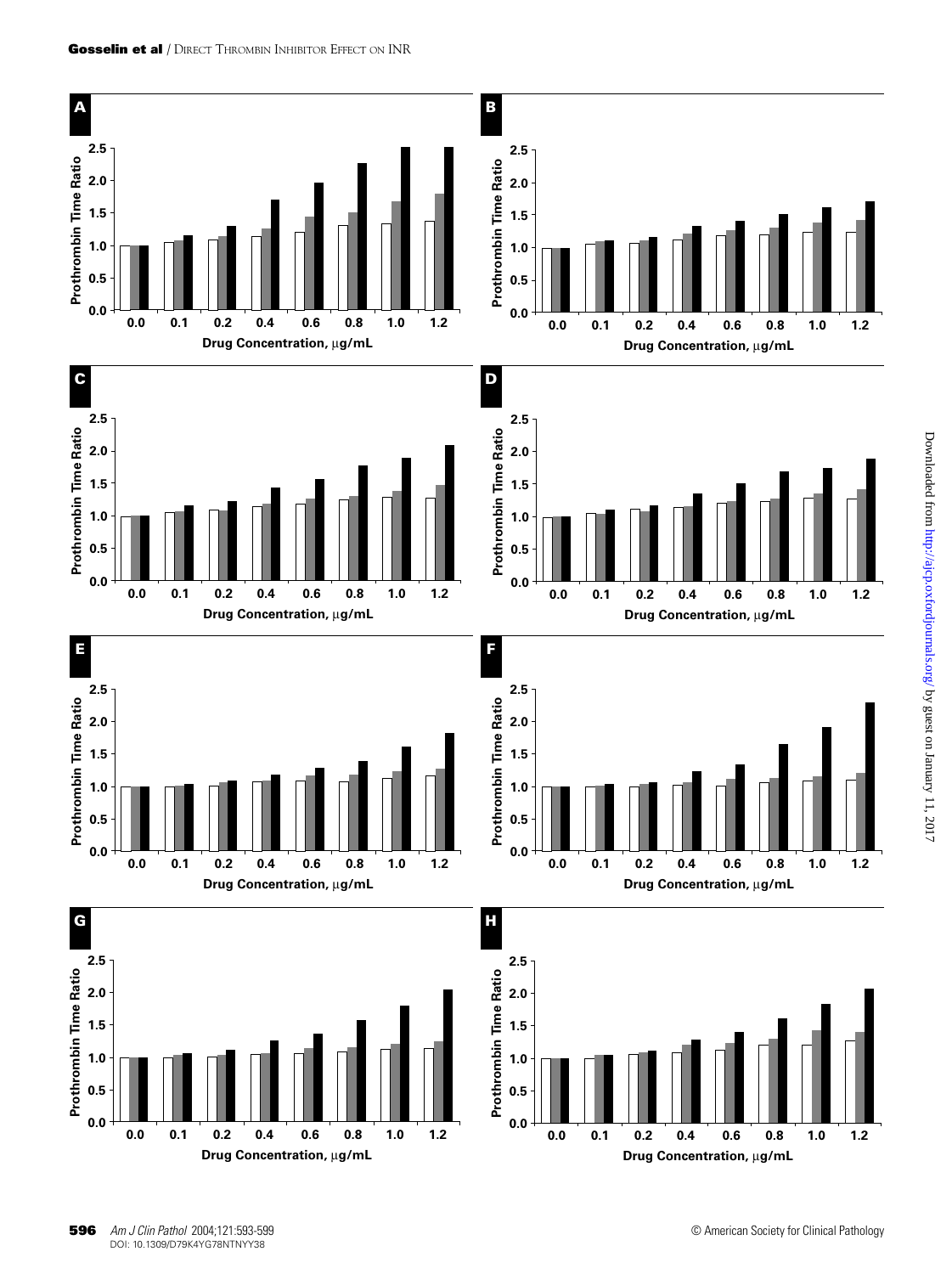**A**

Prothrombin Time Ratio (0.0–2.5) vs. Drug Concentration, μg/mL (0.0, 0.1, 0.2, 0.4, 0.6, 0.8, 1.0, 1.2)

**B**

Prothrombin Time Ratio (0.0–2.5) vs. Drug Concentration, μg/mL (0.0, 0.1, 0.2, 0.4, 0.6, 0.8, 1.0, 1.2)

**C**

Prothrombin Time Ratio (0.0–2.5) vs. Drug Concentration, μg/mL (0.0, 0.1, 0.2, 0.4, 0.6, 0.8, 1.0, 1.2)

**D**

Prothrombin Time Ratio (0.0–2.5) vs. Drug Concentration, μg/mL (0.0, 0.1, 0.2, 0.4, 0.6, 0.8, 1.0, 1.2)

**E**

Prothrombin Time Ratio (0.0–2.5) vs. Drug Concentration, μg/mL (0.0, 0.1, 0.2, 0.4, 0.6, 0.8, 1.0, 1.2)

**F**

Prothrombin Time Ratio (0.0–2.5) vs. Drug Concentration, μg/mL (0.0, 0.1, 0.2, 0.4, 0.6, 0.8, 1.0, 1.2)

**G**

Prothrombin Time Ratio (0.0–2.5) vs. Drug Concentration, μg/mL (0.0, 0.1, 0.2, 0.4, 0.6, 0.8, 1.0, 1.2)

**H**

Prothrombin Time Ratio (0.0–2.5) vs. Drug Concentration, μg/mL (0.0, 0.1, 0.2, 0.4, 0.6, 0.8, 1.0, 1.2)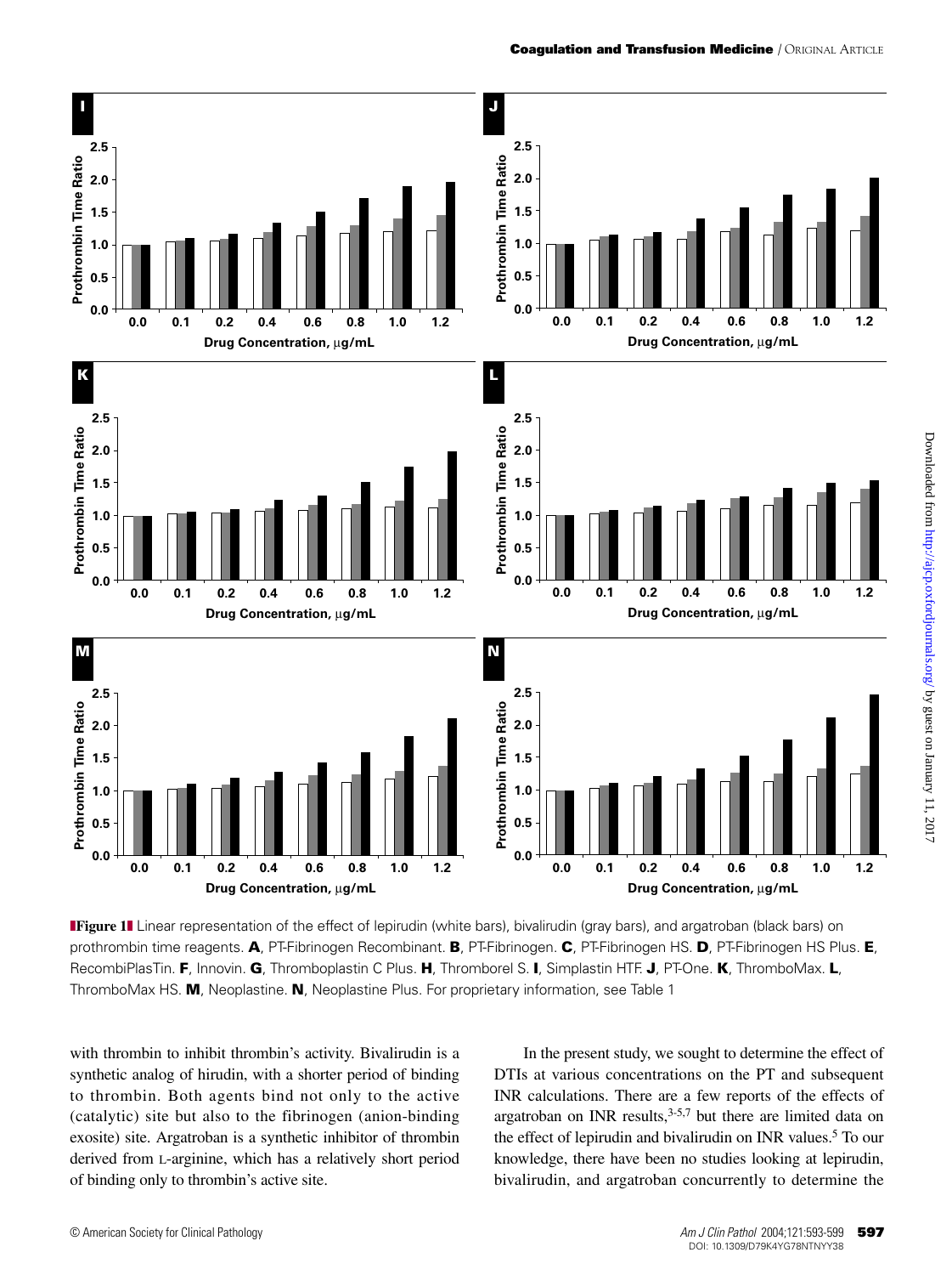**Figure 1** Linear representation of the effect of lepirudin (white bars), bivalirudin (gray bars), and argatroban (black bars) on prothrombin time reagents. **A**, PT-Fibrinogen Recombinant. **B**, PT-Fibrinogen. **C**, PT-Fibrinogen HS. **D**, PT-Fibrinogen HS Plus. **E**, RecombiPlasTin. **F**, Innovin. **G**, Thromboplastin C Plus. **H**, Thromborel S. **I**, Simplastin HTF. **J**, PT-One. **K**, ThromboMax. **L**, ThromboMax HS. **M**, Neoplastine. **N**, Neoplastine Plus. For proprietary information, see Table 1

with thrombin to inhibit thrombin's activity. Bivalirudin is a synthetic analog of hirudin, with a shorter period of binding to thrombin. Both agents bind not only to the active (catalytic) site but also to the fibrinogen (anion-binding exosite) site. Argatroban is a synthetic inhibitor of thrombin derived from L-arginine, which has a relatively short period of binding only to thrombin's active site.

In the present study, we sought to determine the effect of DTIs at various concentrations on the PT and subsequent INR calculations. There are a few reports of the effects of argatroban on INR results,[3-5,7] but there are limited data on the effect of lepirudin and bivalirudin on INR values.[5] To our knowledge, there have been no studies looking at lepirudin, bivalirudin, and argatroban concurrently to determine the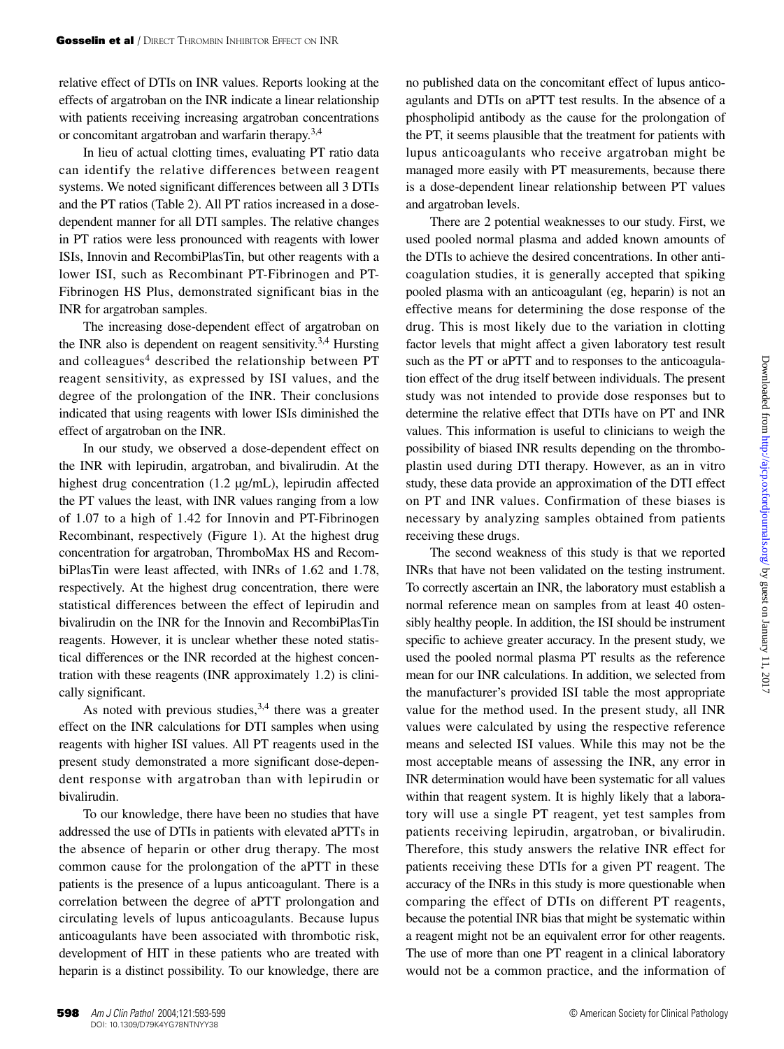relative effect of DTIs on INR values. Reports looking at the effects of argatroban on the INR indicate a linear relationship with patients receiving increasing argatroban concentrations or concomitant argatroban and warfarin therapy.[3,4]

In lieu of actual clotting times, evaluating PT ratio data can identify the relative differences between reagent systems. We noted significant differences between all 3 DTIs and the PT ratios (Table 2). All PT ratios increased in a dose-dependent manner for all DTI samples. The relative changes in PT ratios were less pronounced with reagents with lower ISIs, Innovin and RecombiPlasTin, but other reagents with a lower ISI, such as Recombinant PT-Fibrinogen and PT-Fibrinogen HS Plus, demonstrated significant bias in the INR for argatroban samples.

The increasing dose-dependent effect of argatroban on the INR also is dependent on reagent sensitivity.[3,4] Hursting and colleagues[4] described the relationship between PT reagent sensitivity, as expressed by ISI values, and the degree of the prolongation of the INR. Their conclusions indicated that using reagents with lower ISIs diminished the effect of argatroban on the INR.

In our study, we observed a dose-dependent effect on the INR with lepirudin, argatroban, and bivalirudin. At the highest drug concentration (1.2 µg/mL), lepirudin affected the PT values the least, with INR values ranging from a low of 1.07 to a high of 1.42 for Innovin and PT-Fibrinogen Recombinant, respectively (Figure 1). At the highest drug concentration for argatroban, ThromboMax HS and RecombiPlasTin were least affected, with INRs of 1.62 and 1.78, respectively. At the highest drug concentration, there were statistical differences between the effect of lepirudin and bivalirudin on the INR for the Innovin and RecombiPlasTin reagents. However, it is unclear whether these noted statistical differences or the INR recorded at the highest concentration with these reagents (INR approximately 1.2) is clinically significant.

As noted with previous studies,[3,4] there was a greater effect on the INR calculations for DTI samples when using reagents with higher ISI values. All PT reagents used in the present study demonstrated a more significant dose-dependent response with argatroban than with lepirudin or bivalirudin.

To our knowledge, there have been no studies that have addressed the use of DTIs in patients with elevated aPTTs in the absence of heparin or other drug therapy. The most common cause for the prolongation of the aPTT in these patients is the presence of a lupus anticoagulant. There is a correlation between the degree of aPTT prolongation and circulating levels of lupus anticoagulants. Because lupus anticoagulants have been associated with thrombotic risk, development of HIT in these patients who are treated with heparin is a distinct possibility. To our knowledge, there are no published data on the concomitant effect of lupus anticoagulants and DTIs on aPTT test results. In the absence of a phospholipid antibody as the cause for the prolongation of the PT, it seems plausible that the treatment for patients with lupus anticoagulants who receive argatroban might be managed more easily with PT measurements, because there is a dose-dependent linear relationship between PT values and argatroban levels.

There are 2 potential weaknesses to our study. First, we used pooled normal plasma and added known amounts of the DTIs to achieve the desired concentrations. In other anticoagulation studies, it is generally accepted that spiking pooled plasma with an anticoagulant (eg, heparin) is not an effective means for determining the dose response of the drug. This is most likely due to the variation in clotting factor levels that might affect a given laboratory test result such as the PT or aPTT and to responses to the anticoagulation effect of the drug itself between individuals. The present study was not intended to provide dose responses but to determine the relative effect that DTIs have on PT and INR values. This information is useful to clinicians to weigh the possibility of biased INR results depending on the thromboplastin used during DTI therapy. However, as an in vitro study, these data provide an approximation of the DTI effect on PT and INR values. Confirmation of these biases is necessary by analyzing samples obtained from patients receiving these drugs.

The second weakness of this study is that we reported INRs that have not been validated on the testing instrument. To correctly ascertain an INR, the laboratory must establish a normal reference mean on samples from at least 40 ostensibly healthy people. In addition, the ISI should be instrument specific to achieve greater accuracy. In the present study, we used the pooled normal plasma PT results as the reference mean for our INR calculations. In addition, we selected from the manufacturer's provided ISI table the most appropriate value for the method used. In the present study, all INR values were calculated by using the respective reference means and selected ISI values. While this may not be the most acceptable means of assessing the INR, any error in INR determination would have been systematic for all values within that reagent system. It is highly likely that a laboratory will use a single PT reagent, yet test samples from patients receiving lepirudin, argatroban, or bivalirudin. Therefore, this study answers the relative INR effect for patients receiving these DTIs for a given PT reagent. The accuracy of the INRs in this study is more questionable when comparing the effect of DTIs on different PT reagents, because the potential INR bias that might be systematic within a reagent might not be an equivalent error for other reagents. The use of more than one PT reagent in a clinical laboratory would not be a common practice, and the information of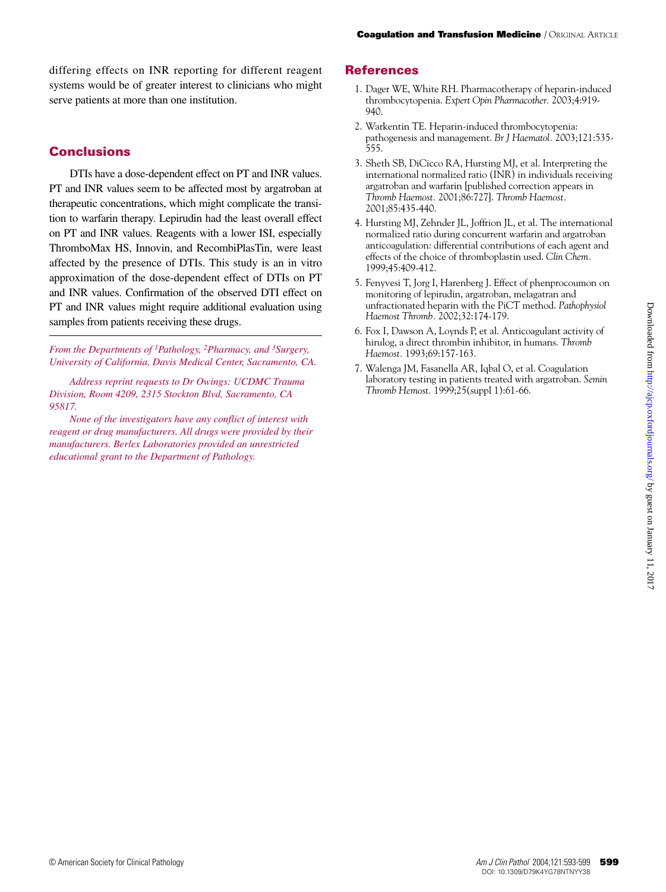differing effects on INR reporting for different reagent systems would be of greater interest to clinicians who might serve patients at more than one institution.

## Conclusions

DTIs have a dose-dependent effect on PT and INR values. PT and INR values seem to be affected most by argatroban at therapeutic concentrations, which might complicate the transition to warfarin therapy. Lepirudin had the least overall effect on PT and INR values. Reagents with a lower ISI, especially ThromboMax HS, Innovin, and RecombiPlasTin, were least affected by the presence of DTIs. This study is an in vitro approximation of the dose-dependent effect of DTIs on PT and INR values. Confirmation of the observed DTI effect on PT and INR values might require additional evaluation using samples from patients receiving these drugs.

---

*From the Departments of [1]Pathology, [2]Pharmacy, and [3]Surgery, University of California, Davis Medical Center, Sacramento, CA.*

*Address reprint requests to Dr Owings: UCDMC Trauma Division, Room 4209, 2315 Stockton Blvd, Sacramento, CA 95817.*

*None of the investigators have any conflict of interest with reagent or drug manufacturers. All drugs were provided by their manufacturers. Berlex Laboratories provided an unrestricted educational grant to the Department of Pathology.*

## References

1. Dager WE, White RH. Pharmacotherapy of heparin-induced thrombocytopenia. *Expert Opin Pharmacother.* 2003;4:919-940.
2. Warkentin TE. Heparin-induced thrombocytopenia: pathogenesis and management. *Br J Haematol.* 2003;121:535-555.
3. Sheth SB, DiCicco RA, Hursting MJ, et al. Interpreting the international normalized ratio (INR) in individuals receiving argatroban and warfarin [published correction appears in *Thromb Haemost.* 2001;86:727]. *Thromb Haemost.* 2001;85:435-440.
4. Hursting MJ, Zehnder JL, Joffrion JL, et al. The international normalized ratio during concurrent warfarin and argatroban anticoagulation: differential contributions of each agent and effects of the choice of thromboplastin used. *Clin Chem.* 1999;45:409-412.
5. Fenyvesi T, Jorg I, Harenberg J. Effect of phenprocoumon on monitoring of lepirudin, argatroban, melagatran and unfractionated heparin with the PiCT method. *Pathophysiol Haemost Thromb.* 2002;32:174-179.
6. Fox I, Dawson A, Loynds P, et al. Anticoagulant activity of hirulog, a direct thrombin inhibitor, in humans. *Thromb Haemost.* 1993;69:157-163.
7. Walenga JM, Fasanella AR, Iqbal O, et al. Coagulation laboratory testing in patients treated with argatroban. *Semin Thromb Hemost.* 1999;25(suppl 1):61-66.